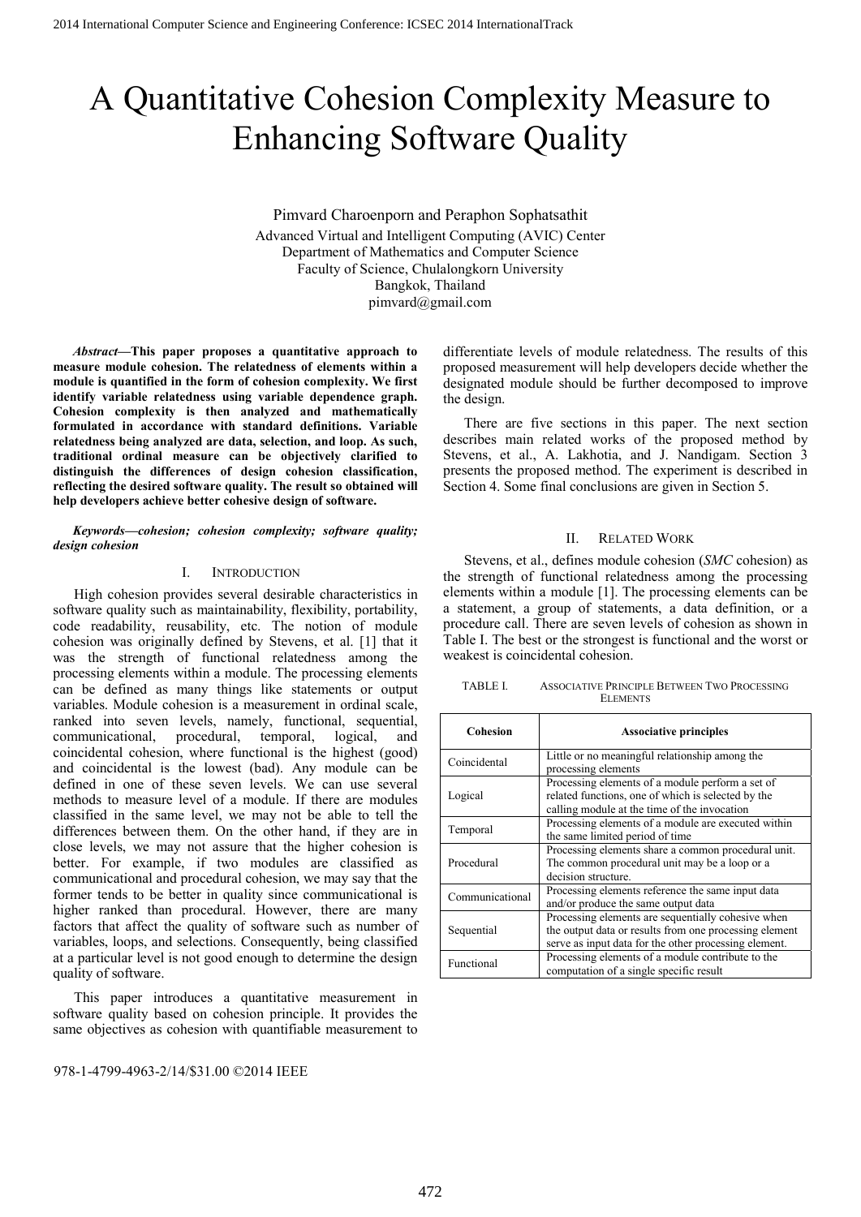# A Quantitative Cohesion Complexity Measure to Enhancing Software Quality

Pimvard Charoenporn and Peraphon Sophatsathit

Advanced Virtual and Intelligent Computing (AVIC) Center
Department of Mathematics and Computer Science
Faculty of Science, Chulalongkorn University
Bangkok, Thailand
pimvard@gmail.com

***Abstract*—This paper proposes a quantitative approach to measure module cohesion. The relatedness of elements within a module is quantified in the form of cohesion complexity. We first identify variable relatedness using variable dependence graph. Cohesion complexity is then analyzed and mathematically formulated in accordance with standard definitions. Variable relatedness being analyzed are data, selection, and loop. As such, traditional ordinal measure can be objectively clarified to distinguish the differences of design cohesion classification, reflecting the desired software quality. The result so obtained will help developers achieve better cohesive design of software.**

***Keywords*—*cohesion; cohesion complexity; software quality; design cohesion***

## I. Introduction

High cohesion provides several desirable characteristics in software quality such as maintainability, flexibility, portability, code readability, reusability, etc. The notion of module cohesion was originally defined by Stevens, et al. [1] that it was the strength of functional relatedness among the processing elements within a module. The processing elements can be defined as many things like statements or output variables. Module cohesion is a measurement in ordinal scale, ranked into seven levels, namely, functional, sequential, communicational, procedural, temporal, logical, and coincidental cohesion, where functional is the highest (good) and coincidental is the lowest (bad). Any module can be defined in one of these seven levels. We can use several methods to measure level of a module. If there are modules classified in the same level, we may not be able to tell the differences between them. On the other hand, if they are in close levels, we may not assure that the higher cohesion is better. For example, if two modules are classified as communicational and procedural cohesion, we may say that the former tends to be better in quality since communicational is higher ranked than procedural. However, there are many factors that affect the quality of software such as number of variables, loops, and selections. Consequently, being classified at a particular level is not good enough to determine the design quality of software.

This paper introduces a quantitative measurement in software quality based on cohesion principle. It provides the same objectives as cohesion with quantifiable measurement to differentiate levels of module relatedness. The results of this proposed measurement will help developers decide whether the designated module should be further decomposed to improve the design.

There are five sections in this paper. The next section describes main related works of the proposed method by Stevens, et al., A. Lakhotia, and J. Nandigam. Section 3 presents the proposed method. The experiment is described in Section 4. Some final conclusions are given in Section 5.

## II. Related Work

Stevens, et al., defines module cohesion (*SMC* cohesion) as the strength of functional relatedness among the processing elements within a module [1]. The processing elements can be a statement, a group of statements, a data definition, or a procedure call. There are seven levels of cohesion as shown in Table I. The best or the strongest is functional and the worst or weakest is coincidental cohesion.

TABLE I. Associative Principle Between Two Processing Elements

| Cohesion | Associative principles |
|---|---|
| Coincidental | Little or no meaningful relationship among the processing elements |
| Logical | Processing elements of a module perform a set of related functions, one of which is selected by the calling module at the time of the invocation |
| Temporal | Processing elements of a module are executed within the same limited period of time |
| Procedural | Processing elements share a common procedural unit. The common procedural unit may be a loop or a decision structure. |
| Communicational | Processing elements reference the same input data and/or produce the same output data |
| Sequential | Processing elements are sequentially cohesive when the output data or results from one processing element serve as input data for the other processing element. |
| Functional | Processing elements of a module contribute to the computation of a single specific result |

978-1-4799-4963-2/14/$31.00 ©2014 IEEE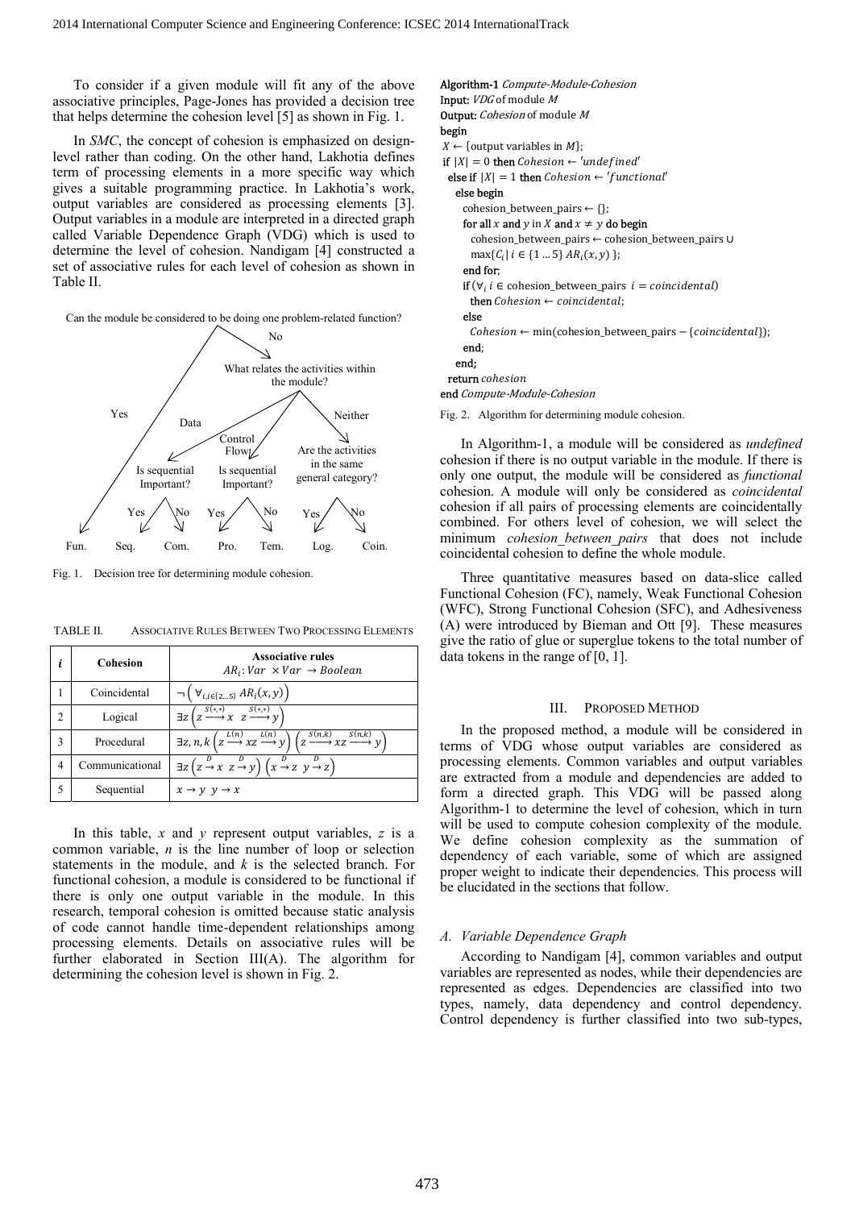To consider if a given module will fit any of the above associative principles, Page-Jones has provided a decision tree that helps determine the cohesion level [5] as shown in Fig. 1.

In *SMC*, the concept of cohesion is emphasized on design-level rather than coding. On the other hand, Lakhotia defines term of processing elements in a more specific way which gives a suitable programming practice. In Lakhotia's work, output variables are considered as processing elements [3]. Output variables in a module are interpreted in a directed graph called Variable Dependence Graph (VDG) which is used to determine the level of cohesion. Nandigam [4] constructed a set of associative rules for each level of cohesion as shown in Table II.

Can the module be considered to be doing one problem-related function?
- Yes → Fun.
- No → What relates the activities within the module?
  - Data → Is sequential Important?
    - Yes → Seq.
    - No → Com.
  - Control Flow → Is sequential Important?
    - Yes → Pro.
    - No → Tem.
  - Neither → Are the activities in the same general category?
    - Yes → Log.
    - No → Coin.

Fig. 1. Decision tree for determining module cohesion.

TABLE II. ASSOCIATIVE RULES BETWEEN TWO PROCESSING ELEMENTS

| $i$ | Cohesion | Associative rules $AR_i: Var \times Var \rightarrow Boolean$ |
|---|---|---|
| 1 | Coincidental | $\neg\left(\forall_{i, i \in \{2 \ldots 5\}} AR_i(x, y)\right)$ |
| 2 | Logical | $\exists z \left(z \xrightarrow{S(*,*)} x \;\; z \xrightarrow{S(*,*)} y\right)$ |
| 3 | Procedural | $\exists z, n, k \left(z \xrightarrow{L(n)} xz \xrightarrow{L(n)} y\right) \left(z \xrightarrow{S(n,k)} xz \xrightarrow{S(n,k)} y\right)$ |
| 4 | Communicational | $\exists z \left(z \xrightarrow{D} x \;\; z \xrightarrow{D} y\right) \left(x \xrightarrow{D} z \;\; y \xrightarrow{D} z\right)$ |
| 5 | Sequential | $x \rightarrow y \;\; y \rightarrow x$ |

In this table, *x* and *y* represent output variables, *z* is a common variable, *n* is the line number of loop or selection statements in the module, and *k* is the selected branch. For functional cohesion, a module is considered to be functional if there is only one output variable in the module. In this research, temporal cohesion is omitted because static analysis of code cannot handle time-dependent relationships among processing elements. Details on associative rules will be further elaborated in Section III(A). The algorithm for determining the cohesion level is shown in Fig. 2.

```
Algorithm-1 Compute-Module-Cohesion
Input: VDG of module M
Output: Cohesion of module M
begin
 X ← {output variables in M};
 if |X| = 0 then Cohesion ← 'undefined'
  else if |X| = 1 then Cohesion ← 'functional'
    else begin
      cohesion_between_pairs ← {};
      for all x and y in X and x ≠ y do begin
        cohesion_between_pairs ← cohesion_between_pairs ∪
        max{C_i | i ∈ {1 ... 5} AR_i(x, y) };
      end for;
      if (∀_i i ∈ cohesion_between_pairs  i = coincidental)
        then Cohesion ← coincidental;
      else
        Cohesion ← min(cohesion_between_pairs − {coincidental});
      end;
    end;
  return cohesion
end Compute-Module-Cohesion
```

Fig. 2. Algorithm for determining module cohesion.

In Algorithm-1, a module will be considered as *undefined* cohesion if there is no output variable in the module. If there is only one output, the module will be considered as *functional* cohesion. A module will only be considered as *coincidental* cohesion if all pairs of processing elements are coincidentally combined. For others level of cohesion, we will select the minimum *cohesion_between_pairs* that does not include coincidental cohesion to define the whole module.

Three quantitative measures based on data-slice called Functional Cohesion (FC), namely, Weak Functional Cohesion (WFC), Strong Functional Cohesion (SFC), and Adhesiveness (A) were introduced by Bieman and Ott [9]. These measures give the ratio of glue or superglue tokens to the total number of data tokens in the range of [0, 1].

## III. PROPOSED METHOD

In the proposed method, a module will be considered in terms of VDG whose output variables are considered as processing elements. Common variables and output variables are extracted from a module and dependencies are added to form a directed graph. This VDG will be passed along Algorithm-1 to determine the level of cohesion, which in turn will be used to compute cohesion complexity of the module. We define cohesion complexity as the summation of dependency of each variable, some of which are assigned proper weight to indicate their dependencies. This process will be elucidated in the sections that follow.

### A. Variable Dependence Graph

According to Nandigam [4], common variables and output variables are represented as nodes, while their dependencies are represented as edges. Dependencies are classified into two types, namely, data dependency and control dependency. Control dependency is further classified into two sub-types,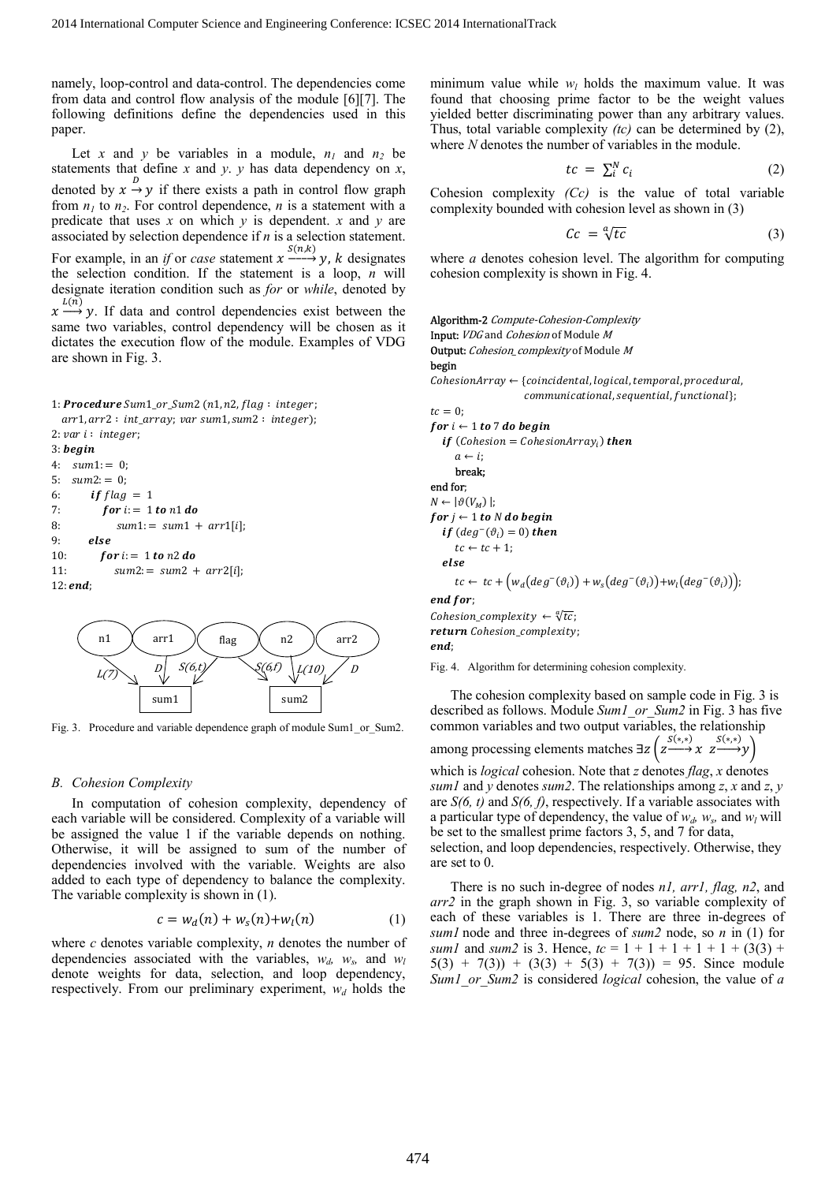namely, loop-control and data-control. The dependencies come from data and control flow analysis of the module [6][7]. The following definitions define the dependencies used in this paper.

Let $x$ and $y$ be variables in a module, $n_1$ and $n_2$ be statements that define $x$ and $y$. $y$ has data dependency on $x$, denoted by $x \xrightarrow{D} y$ if there exists a path in control flow graph from $n_1$ to $n_2$. For control dependence, $n$ is a statement with a predicate that uses $x$ on which $y$ is dependent. $x$ and $y$ are associated by selection dependence if $n$ is a selection statement. For example, in an *if* or *case* statement $x \xrightarrow{S(n,k)} y$, $k$ designates the selection condition. If the statement is a loop, $n$ will designate iteration condition such as *for* or *while*, denoted by $x \xrightarrow{L(n)} y$. If data and control dependencies exist between the same two variables, control dependency will be chosen as it dictates the execution flow of the module. Examples of VDG are shown in Fig. 3.

```
1: Procedure Sum1_or_Sum2 (n1,n2, flag : integer;
   arr1,arr2 : int_array; var sum1,sum2 : integer);
2: var i : integer;
3: begin
4:    sum1:= 0;
5:    sum2:= 0;
6:       if flag = 1
7:          for i:= 1 to n1 do
8:             sum1:= sum1 + arr1[i];
9:       else
10:         for i:= 1 to n2 do
11:            sum2:= sum2 + arr2[i];
12: end;
```

Fig. 3. Procedure and variable dependence graph of module Sum1_or_Sum2.

### B. Cohesion Complexity

In computation of cohesion complexity, dependency of each variable will be considered. Complexity of a variable will be assigned the value 1 if the variable depends on nothing. Otherwise, it will be assigned to sum of the number of dependencies involved with the variable. Weights are also added to each type of dependency to balance the complexity. The variable complexity is shown in (1).

$$c = w_d(n) + w_s(n) + w_l(n) \tag{1}$$

where $c$ denotes variable complexity, $n$ denotes the number of dependencies associated with the variables, $w_d$, $w_s$, and $w_l$ denote weights for data, selection, and loop dependency, respectively. From our preliminary experiment, $w_d$ holds the minimum value while $w_l$ holds the maximum value. It was found that choosing prime factor to be the weight values yielded better discriminating power than any arbitrary values. Thus, total variable complexity *(tc)* can be determined by (2), where $N$ denotes the number of variables in the module.

$$tc = \sum_i^N c_i \tag{2}$$

Cohesion complexity *(Cc)* is the value of total variable complexity bounded with cohesion level as shown in (3)

$$Cc = \sqrt[a]{tc} \tag{3}$$

where $a$ denotes cohesion level. The algorithm for computing cohesion complexity is shown in Fig. 4.

```
Algorithm-2 Compute-Cohesion-Complexity
Input: VDG and Cohesion of Module M
Output: Cohesion_complexity of Module M
begin
CohesionArray ← {coincidental, logical, temporal, procedural,
                 communicational, sequential, functional};
tc = 0;
for i ← 1 to 7 do begin
   if (Cohesion = CohesionArray_i) then
      a ← i;
      break;
end for;
N ← |ϑ(V_M)|;
for j ← 1 to N do begin
   if (deg⁻(ϑ_i) = 0) then
      tc ← tc + 1;
   else
      tc ← tc + (w_d(deg⁻(ϑ_i)) + w_s(deg⁻(ϑ_i)) + w_l(deg⁻(ϑ_i)));
end for;
Cohesion_complexity ← ᵃ√tc;
return Cohesion_complexity;
end;
```

Fig. 4. Algorithm for determining cohesion complexity.

The cohesion complexity based on sample code in Fig. 3 is described as follows. Module *Sum1_or_Sum2* in Fig. 3 has five common variables and two output variables, the relationship among processing elements matches $\exists z \left( z \xrightarrow{S(*,*)} x \;\; z \xrightarrow{S(*,*)} y \right)$ which is *logical* cohesion. Note that $z$ denotes *flag*, $x$ denotes *sum1* and $y$ denotes *sum2*. The relationships among $z$, $x$ and $z$, $y$ are $S(6, t)$ and $S(6, f)$, respectively. If a variable associates with a particular type of dependency, the value of $w_d$, $w_s$, and $w_l$ will be set to the smallest prime factors 3, 5, and 7 for data, selection, and loop dependencies, respectively. Otherwise, they are set to 0.

There is no such in-degree of nodes *n1, arr1, flag, n2*, and *arr2* in the graph shown in Fig. 3, so variable complexity of each of these variables is 1. There are three in-degrees of *sum1* node and three in-degrees of *sum2* node, so $n$ in (1) for *sum1* and *sum2* is 3. Hence, $tc = 1 + 1 + 1 + 1 + 1 + (3(3) + 5(3) + 7(3)) + (3(3) + 5(3) + 7(3)) = 95$. Since module *Sum1_or_Sum2* is considered *logical* cohesion, the value of $a$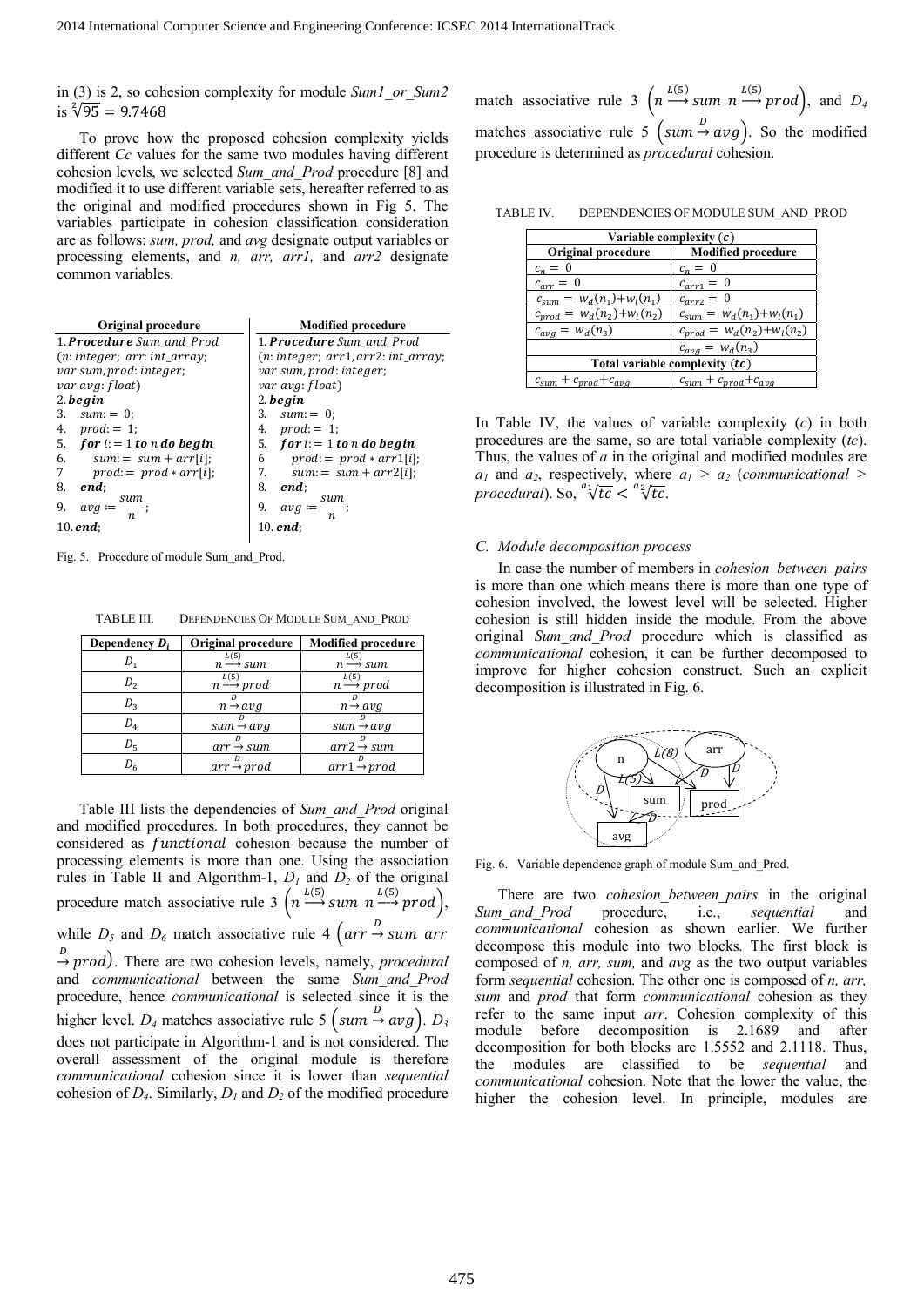in (3) is 2, so cohesion complexity for module *Sum1_or_Sum2* is $\sqrt[2]{95} = 9.7468$

To prove how the proposed cohesion complexity yields different *Cc* values for the same two modules having different cohesion levels, we selected *Sum_and_Prod* procedure [8] and modified it to use different variable sets, hereafter referred to as the original and modified procedures shown in Fig 5. The variables participate in cohesion classification consideration are as follows: *sum, prod,* and *avg* designate output variables or processing elements, and *n, arr, arr1,* and *arr2* designate common variables.

| Original procedure | Modified procedure |
|---|---|
| 1. ***Procedure*** *Sum_and_Prod* (*n*: *integer*; *arr*: *int_array*; *var sum, prod*: *integer*; *var avg*: *float*) | 1. ***Procedure*** *Sum_and_Prod* (*n*: *integer*; *arr1, arr2*: *int_array*; *var sum, prod*: *integer*; *var avg*: *float*) |
| 2. ***begin*** | 2. ***begin*** |
| 3. $sum := 0;$ | 3. $sum := 0;$ |
| 4. $prod := 1;$ | 4. $prod := 1;$ |
| 5. ***for*** $i := 1$ ***to*** $n$ ***do begin*** | 5. ***for*** $i := 1$ ***to*** $n$ ***do begin*** |
| 6. $sum := sum + arr[i];$ | 6 $prod := prod * arr1[i];$ |
| 7 $prod := prod * arr[i];$ | 7. $sum := sum + arr2[i];$ |
| 8. ***end***; | 8. ***end***; |
| 9. $avg := \frac{sum}{n};$ | 9. $avg := \frac{sum}{n};$ |
| 10. ***end***; | 10. ***end***; |

Fig. 5. Procedure of module Sum_and_Prod.

TABLE III. DEPENDENCIES OF MODULE SUM_AND_PROD

| Dependency $D_i$ | Original procedure | Modified procedure |
|---|---|---|
| $D_1$ | $n \xrightarrow{L(5)} sum$ | $n \xrightarrow{L(5)} sum$ |
| $D_2$ | $n \xrightarrow{L(5)} prod$ | $n \xrightarrow{L(5)} prod$ |
| $D_3$ | $n \xrightarrow{D} avg$ | $n \xrightarrow{D} avg$ |
| $D_4$ | $sum \xrightarrow{D} avg$ | $sum \xrightarrow{D} avg$ |
| $D_5$ | $arr \xrightarrow{D} sum$ | $arr2 \xrightarrow{D} sum$ |
| $D_6$ | $arr \xrightarrow{D} prod$ | $arr1 \xrightarrow{D} prod$ |

Table III lists the dependencies of *Sum_and_Prod* original and modified procedures. In both procedures, they cannot be considered as *functional* cohesion because the number of processing elements is more than one. Using the association rules in Table II and Algorithm-1, $D_1$ and $D_2$ of the original procedure match associative rule 3 $\left(n \xrightarrow{L(5)} sum \ n \xrightarrow{L(5)} prod\right)$, while $D_5$ and $D_6$ match associative rule 4 $\left(arr \xrightarrow{D} sum \ arr \xrightarrow{D} prod\right)$. There are two cohesion levels, namely, *procedural* and *communicational* between the same *Sum_and_Prod* procedure, hence *communicational* is selected since it is the higher level. $D_4$ matches associative rule 5 $\left(sum \xrightarrow{D} avg\right)$. $D_3$ does not participate in Algorithm-1 and is not considered. The overall assessment of the original module is therefore *communicational* cohesion since it is lower than *sequential* cohesion of $D_4$. Similarly, $D_1$ and $D_2$ of the modified procedure match associative rule 3 $\left(n \xrightarrow{L(5)} sum \ n \xrightarrow{L(5)} prod\right)$, and $D_4$ matches associative rule 5 $\left(sum \xrightarrow{D} avg\right)$. So the modified procedure is determined as *procedural* cohesion.

TABLE IV. DEPENDENCIES OF MODULE SUM_AND_PROD

| Variable complexity ($c$) | |
|---|---|
| **Original procedure** | **Modified procedure** |
| $c_n = 0$ | $c_n = 0$ |
| $c_{arr} = 0$ | $c_{arr1} = 0$ |
| $c_{sum} = w_d(n_1)+w_l(n_1)$ | $c_{arr2} = 0$ |
| $c_{prod} = w_d(n_2)+w_l(n_2)$ | $c_{sum} = w_d(n_1)+w_l(n_1)$ |
| $c_{avg} = w_d(n_3)$ | $c_{prod} = w_d(n_2)+w_l(n_2)$ |
| | $c_{avg} = w_d(n_3)$ |
| **Total variable complexity ($tc$)** | |
| $c_{sum} + c_{prod}+c_{avg}$ | $c_{sum} + c_{prod}+c_{avg}$ |

In Table IV, the values of variable complexity ($c$) in both procedures are the same, so are total variable complexity ($tc$). Thus, the values of $a$ in the original and modified modules are $a_1$ and $a_2$, respectively, where $a_1 > a_2$ (*communicational* > *procedural*). So, $\sqrt[a_1]{tc} < \sqrt[a_2]{tc}$.

### C. Module decomposition process

In case the number of members in *cohesion_between_pairs* is more than one which means there is more than one type of cohesion involved, the lowest level will be selected. Higher cohesion is still hidden inside the module. From the above original *Sum_and_Prod* procedure which is classified as *communicational* cohesion, it can be further decomposed to improve for higher cohesion construct. Such an explicit decomposition is illustrated in Fig. 6.

Fig. 6. Variable dependence graph of module Sum_and_Prod.

There are two *cohesion_between_pairs* in the original *Sum_and_Prod* procedure, i.e., *sequential* and *communicational* cohesion as shown earlier. We further decompose this module into two blocks. The first block is composed of *n, arr, sum,* and *avg* as the two output variables form *sequential* cohesion. The other one is composed of *n, arr, sum* and *prod* that form *communicational* cohesion as they refer to the same input *arr*. Cohesion complexity of this module before decomposition is 2.1689 and after decomposition for both blocks are 1.5552 and 2.1118. Thus, the modules are classified to be *sequential* and *communicational* cohesion. Note that the lower the value, the higher the cohesion level. In principle, modules are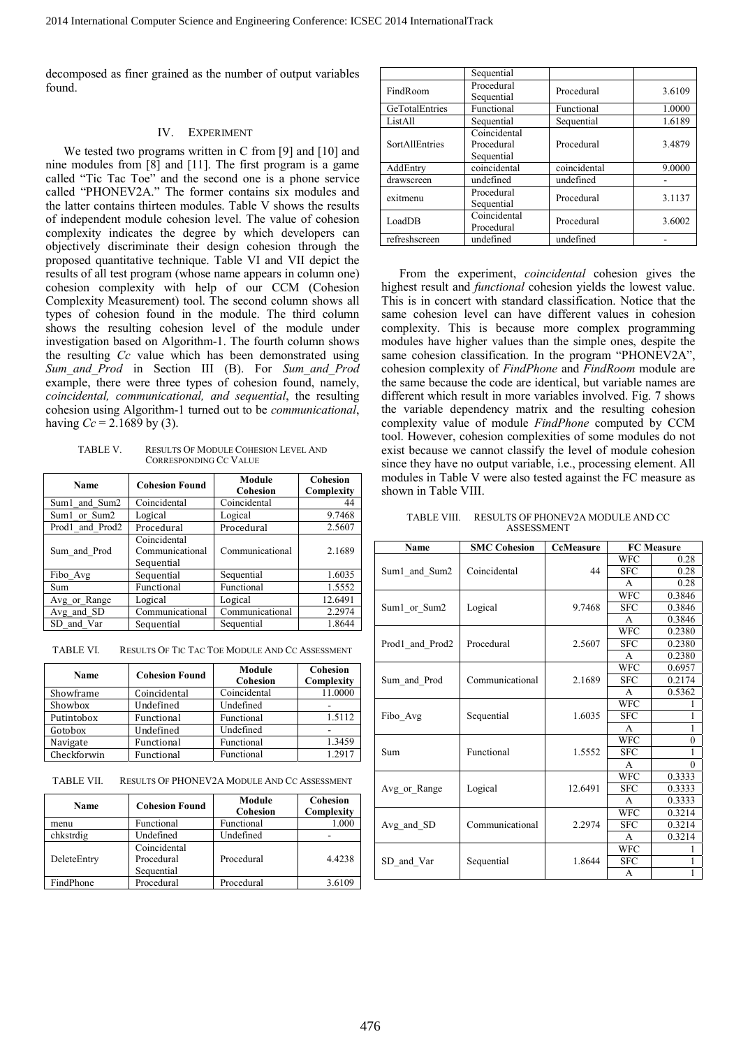decomposed as finer grained as the number of output variables found.

## IV. Experiment

We tested two programs written in C from [9] and [10] and nine modules from [8] and [11]. The first program is a game called "Tic Tac Toe" and the second one is a phone service called "PHONEV2A." The former contains six modules and the latter contains thirteen modules. Table V shows the results of independent module cohesion level. The value of cohesion complexity indicates the degree by which developers can objectively discriminate their design cohesion through the proposed quantitative technique. Table VI and VII depict the results of all test program (whose name appears in column one) cohesion complexity with help of our CCM (Cohesion Complexity Measurement) tool. The second column shows all types of cohesion found in the module. The third column shows the resulting cohesion level of the module under investigation based on Algorithm-1. The fourth column shows the resulting $Cc$ value which has been demonstrated using *Sum_and_Prod* in Section III (B). For *Sum_and_Prod* example, there were three types of cohesion found, namely, *coincidental, communicational, and sequential*, the resulting cohesion using Algorithm-1 turned out to be *communicational*, having $Cc = 2.1689$ by (3).

TABLE V. Results Of Module Cohesion Level And Corresponding Cc Value

| Name | Cohesion Found | Module Cohesion | Cohesion Complexity |
|---|---|---|---|
| Sum1_and_Sum2 | Coincidental | Coincidental | 44 |
| Sum1_or_Sum2 | Logical | Logical | 9.7468 |
| Prod1_and_Prod2 | Procedural | Procedural | 2.5607 |
| Sum_and_Prod | Coincidental Communicational Sequential | Communicational | 2.1689 |
| Fibo_Avg | Sequential | Sequential | 1.6035 |
| Sum | Functional | Functional | 1.5552 |
| Avg_or_Range | Logical | Logical | 12.6491 |
| Avg_and_SD | Communicational | Communicational | 2.2974 |
| SD_and_Var | Sequential | Sequential | 1.8644 |

TABLE VI. Results Of Tic Tac Toe Module And Cc Assessment

| Name | Cohesion Found | Module Cohesion | Cohesion Complexity |
|---|---|---|---|
| Showframe | Coincidental | Coincidental | 11.0000 |
| Showbox | Undefined | Undefined | - |
| Putintobox | Functional | Functional | 1.5112 |
| Gotobox | Undefined | Undefined | - |
| Navigate | Functional | Functional | 1.3459 |
| Checkforwin | Functional | Functional | 1.2917 |

TABLE VII. Results Of PHONEV2A Module And Cc Assessment

| Name | Cohesion Found | Module Cohesion | Cohesion Complexity |
|---|---|---|---|
| menu | Functional | Functional | 1.000 |
| chkstrdig | Undefined | Undefined | - |
| DeleteEntry | Coincidental Procedural Sequential | Procedural | 4.4238 |
| FindPhone | Procedural Sequential | Procedural | 3.6109 |
| FindRoom | Procedural Sequential | Procedural | 3.6109 |
| GeTotalEntries | Functional | Functional | 1.0000 |
| ListAll | Sequential | Sequential | 1.6189 |
| SortAllEntries | Coincidental Procedural Sequential | Procedural | 3.4879 |
| AddEntry | coincidental | coincidental | 9.0000 |
| drawscreen | undefined | undefined | - |
| exitmenu | Procedural Sequential | Procedural | 3.1137 |
| LoadDB | Coincidental Procedural | Procedural | 3.6002 |
| refreshscreen | undefined | undefined | - |

From the experiment, *coincidental* cohesion gives the highest result and *functional* cohesion yields the lowest value. This is in concert with standard classification. Notice that the same cohesion level can have different values in cohesion complexity. This is because more complex programming modules have higher values than the simple ones, despite the same cohesion classification. In the program "PHONEV2A", cohesion complexity of *FindPhone* and *FindRoom* module are the same because the code are identical, but variable names are different which result in more variables involved. Fig. 7 shows the variable dependency matrix and the resulting cohesion complexity value of module *FindPhone* computed by CCM tool. However, cohesion complexities of some modules do not exist because we cannot classify the level of module cohesion since they have no output variable, i.e., processing element. All modules in Table V were also tested against the FC measure as shown in Table VIII.

TABLE VIII. Results Of PHONEV2A Module And Cc Assessment

| Name | SMC Cohesion | CcMeasure | FC Measure | |
|---|---|---|---|---|
| Sum1_and_Sum2 | Coincidental | 44 | WFC | 0.28 |
| | | | SFC | 0.28 |
| | | | A | 0.28 |
| Sum1_or_Sum2 | Logical | 9.7468 | WFC | 0.3846 |
| | | | SFC | 0.3846 |
| | | | A | 0.3846 |
| Prod1_and_Prod2 | Procedural | 2.5607 | WFC | 0.2380 |
| | | | SFC | 0.2380 |
| | | | A | 0.2380 |
| Sum_and_Prod | Communicational | 2.1689 | WFC | 0.6957 |
| | | | SFC | 0.2174 |
| | | | A | 0.5362 |
| Fibo_Avg | Sequential | 1.6035 | WFC | 1 |
| | | | SFC | 1 |
| | | | A | 1 |
| Sum | Functional | 1.5552 | WFC | 0 |
| | | | SFC | 1 |
| | | | A | 0 |
| Avg_or_Range | Logical | 12.6491 | WFC | 0.3333 |
| | | | SFC | 0.3333 |
| | | | A | 0.3333 |
| Avg_and_SD | Communicational | 2.2974 | WFC | 0.3214 |
| | | | SFC | 0.3214 |
| | | | A | 0.3214 |
| SD_and_Var | Sequential | 1.8644 | WFC | 1 |
| | | | SFC | 1 |
| | | | A | 1 |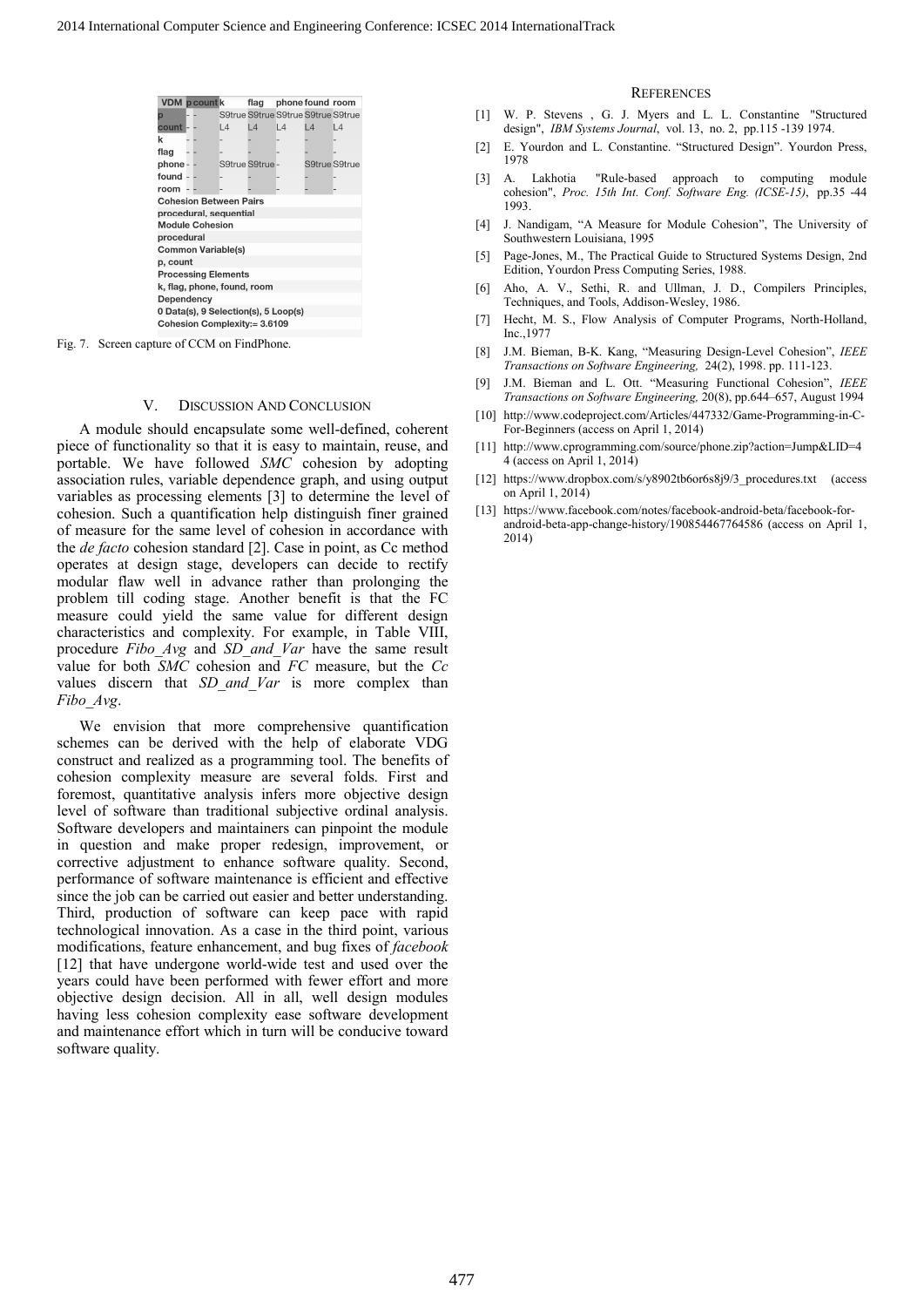| VDM | p | count | k | flag | phone | found | room |
|---|---|---|---|---|---|---|---|
| p | - | - | S9true | S9true | S9true | S9true | S9true |
| count | - | - | L4 | L4 | L4 | L4 | L4 |
| k | - | - | - | - | - | - | - |
| flag | - | - | - | - | - | - | - |
| phone | - | - | S9true | S9true | - | S9true | S9true |
| found | - | - | - | - | - | - | - |
| room | - | - | - | - | - | - | - |
| Cohesion Between Pairs | | | | | | | |
| procedural, sequential | | | | | | | |
| Module Cohesion | | | | | | | |
| procedural | | | | | | | |
| Common Variable(s) | | | | | | | |
| p, count | | | | | | | |
| Processing Elements | | | | | | | |
| k, flag, phone, found, room | | | | | | | |
| Dependency | | | | | | | |
| 0 Data(s), 9 Selection(s), 5 Loop(s) | | | | | | | |
| Cohesion Complexity:= 3.6109 | | | | | | | |

Fig. 7. Screen capture of CCM on FindPhone.

## V. Discussion And Conclusion

A module should encapsulate some well-defined, coherent piece of functionality so that it is easy to maintain, reuse, and portable. We have followed *SMC* cohesion by adopting association rules, variable dependence graph, and using output variables as processing elements [3] to determine the level of cohesion. Such a quantification help distinguish finer grained of measure for the same level of cohesion in accordance with the *de facto* cohesion standard [2]. Case in point, as Cc method operates at design stage, developers can decide to rectify modular flaw well in advance rather than prolonging the problem till coding stage. Another benefit is that the FC measure could yield the same value for different design characteristics and complexity. For example, in Table VIII, procedure *Fibo_Avg* and *SD_and_Var* have the same result value for both *SMC* cohesion and *FC* measure, but the *Cc* values discern that *SD_and_Var* is more complex than *Fibo_Avg*.

We envision that more comprehensive quantification schemes can be derived with the help of elaborate VDG construct and realized as a programming tool. The benefits of cohesion complexity measure are several folds. First and foremost, quantitative analysis infers more objective design level of software than traditional subjective ordinal analysis. Software developers and maintainers can pinpoint the module in question and make proper redesign, improvement, or corrective adjustment to enhance software quality. Second, performance of software maintenance is efficient and effective since the job can be carried out easier and better understanding. Third, production of software can keep pace with rapid technological innovation. As a case in the third point, various modifications, feature enhancement, and bug fixes of *facebook* [12] that have undergone world-wide test and used over the years could have been performed with fewer effort and more objective design decision. All in all, well design modules having less cohesion complexity ease software development and maintenance effort which in turn will be conducive toward software quality.

## References

[1] W. P. Stevens , G. J. Myers and L. L. Constantine "Structured design", *IBM Systems Journal*, vol. 13, no. 2, pp.115 -139 1974.

[2] E. Yourdon and L. Constantine. "Structured Design". Yourdon Press, 1978

[3] A. Lakhotia "Rule-based approach to computing module cohesion", *Proc. 15th Int. Conf. Software Eng. (ICSE-15)*, pp.35 -44 1993.

[4] J. Nandigam, "A Measure for Module Cohesion", The University of Southwestern Louisiana, 1995

[5] Page-Jones, M., The Practical Guide to Structured Systems Design, 2nd Edition, Yourdon Press Computing Series, 1988.

[6] Aho, A. V., Sethi, R. and Ullman, J. D., Compilers Principles, Techniques, and Tools, Addison-Wesley, 1986.

[7] Hecht, M. S., Flow Analysis of Computer Programs, North-Holland, Inc.,1977

[8] J.M. Bieman, B-K. Kang, "Measuring Design-Level Cohesion", *IEEE Transactions on Software Engineering,* 24(2), 1998. pp. 111-123.

[9] J.M. Bieman and L. Ott. "Measuring Functional Cohesion", *IEEE Transactions on Software Engineering,* 20(8), pp.644–657, August 1994

[10] http://www.codeproject.com/Articles/447332/Game-Programming-in-C-For-Beginners (access on April 1, 2014)

[11] http://www.cprogramming.com/source/phone.zip?action=Jump&LID=44 (access on April 1, 2014)

[12] https://www.dropbox.com/s/y8902tb6or6s8j9/3_procedures.txt (access on April 1, 2014)

[13] https://www.facebook.com/notes/facebook-android-beta/facebook-for-android-beta-app-change-history/190854467764586 (access on April 1, 2014)